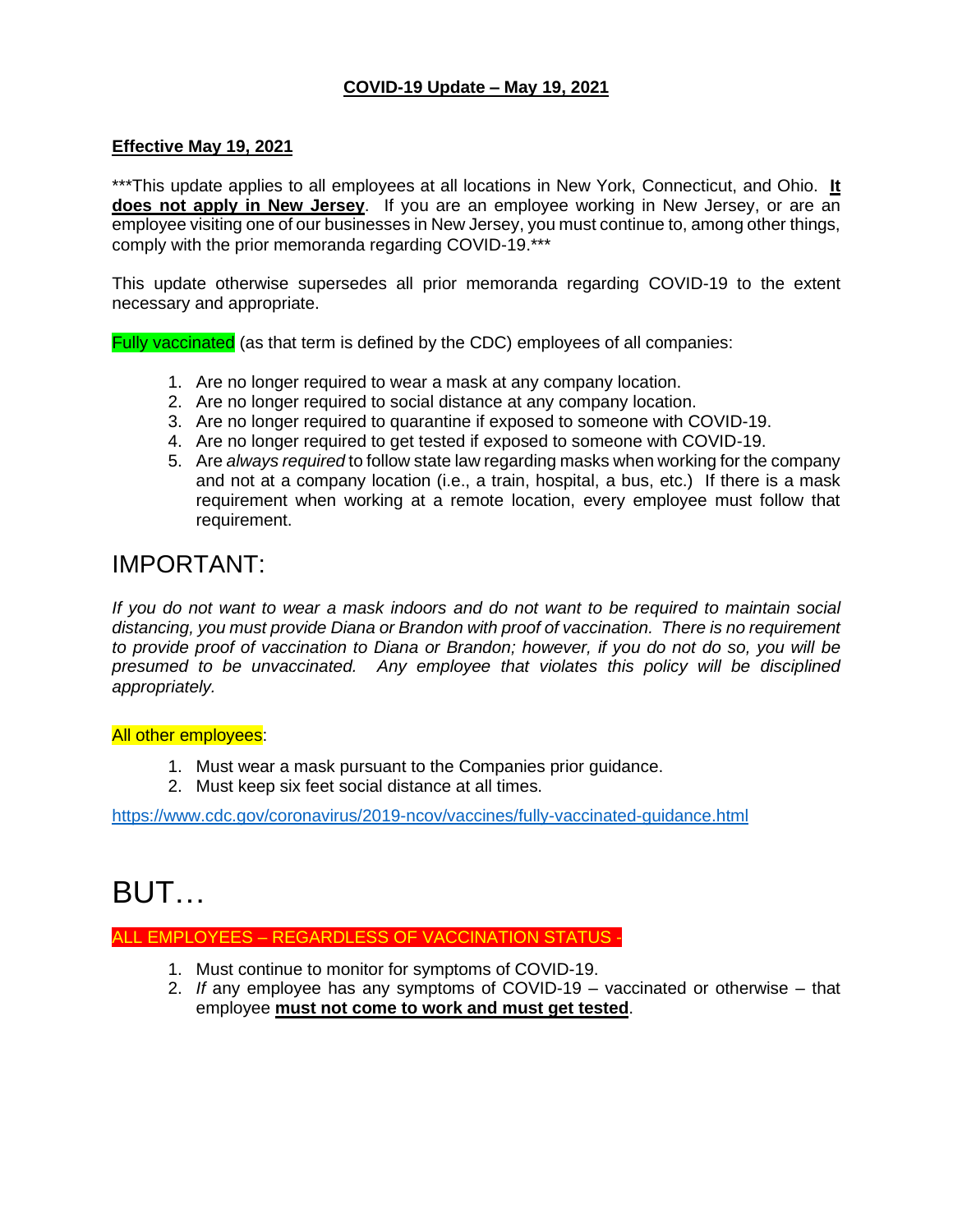**COVID-19 Update – May 19, 2021**

**Effective May 19, 2021**

***This update applies to all employees at all locations in New York, Connecticut, and Ohio. **It does not apply in New Jersey**. If you are an employee working in New Jersey, or are an employee visiting one of our businesses in New Jersey, you must continue to, among other things, comply with the prior memoranda regarding COVID-19.***

This update otherwise supersedes all prior memoranda regarding COVID-19 to the extent necessary and appropriate.

Fully vaccinated (as that term is defined by the CDC) employees of all companies:

1. Are no longer required to wear a mask at any company location.
2. Are no longer required to social distance at any company location.
3. Are no longer required to quarantine if exposed to someone with COVID-19.
4. Are no longer required to get tested if exposed to someone with COVID-19.
5. Are *always required* to follow state law regarding masks when working for the company and not at a company location (i.e., a train, hospital, a bus, etc.) If there is a mask requirement when working at a remote location, every employee must follow that requirement.

## IMPORTANT:

*If you do not want to wear a mask indoors and do not want to be required to maintain social distancing, you must provide Diana or Brandon with proof of vaccination. There is no requirement to provide proof of vaccination to Diana or Brandon; however, if you do not do so, you will be presumed to be unvaccinated. Any employee that violates this policy will be disciplined appropriately.*

All other employees:

1. Must wear a mask pursuant to the Companies prior guidance.
2. Must keep six feet social distance at all times.

https://www.cdc.gov/coronavirus/2019-ncov/vaccines/fully-vaccinated-guidance.html

# BUT…

ALL EMPLOYEES – REGARDLESS OF VACCINATION STATUS -

1. Must continue to monitor for symptoms of COVID-19.
2. *If* any employee has any symptoms of COVID-19 – vaccinated or otherwise – that employee **must not come to work and must get tested**.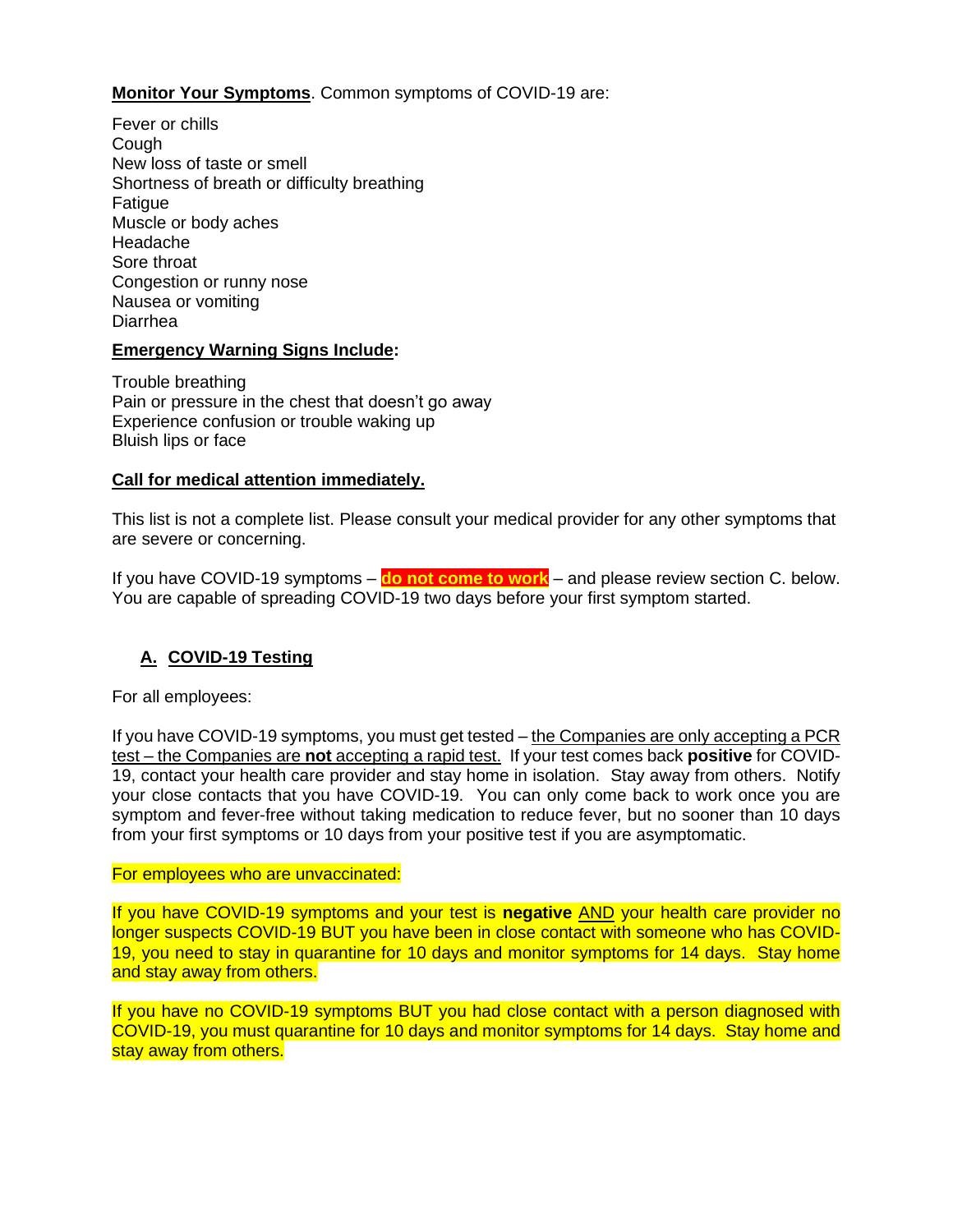**Monitor Your Symptoms**. Common symptoms of COVID-19 are:

Fever or chills
Cough
New loss of taste or smell
Shortness of breath or difficulty breathing
Fatigue
Muscle or body aches
Headache
Sore throat
Congestion or runny nose
Nausea or vomiting
Diarrhea

**Emergency Warning Signs Include:**

Trouble breathing
Pain or pressure in the chest that doesn't go away
Experience confusion or trouble waking up
Bluish lips or face

**Call for medical attention immediately.**

This list is not a complete list. Please consult your medical provider for any other symptoms that are severe or concerning.

If you have COVID-19 symptoms – **do not come to work** – and please review section C. below. You are capable of spreading COVID-19 two days before your first symptom started.

## A. COVID-19 Testing

For all employees:

If you have COVID-19 symptoms, you must get tested – the Companies are only accepting a PCR test – the Companies are **not** accepting a rapid test. If your test comes back **positive** for COVID-19, contact your health care provider and stay home in isolation. Stay away from others. Notify your close contacts that you have COVID-19. You can only come back to work once you are symptom and fever-free without taking medication to reduce fever, but no sooner than 10 days from your first symptoms or 10 days from your positive test if you are asymptomatic.

For employees who are unvaccinated:

If you have COVID-19 symptoms and your test is **negative** AND your health care provider no longer suspects COVID-19 BUT you have been in close contact with someone who has COVID-19, you need to stay in quarantine for 10 days and monitor symptoms for 14 days. Stay home and stay away from others.

If you have no COVID-19 symptoms BUT you had close contact with a person diagnosed with COVID-19, you must quarantine for 10 days and monitor symptoms for 14 days. Stay home and stay away from others.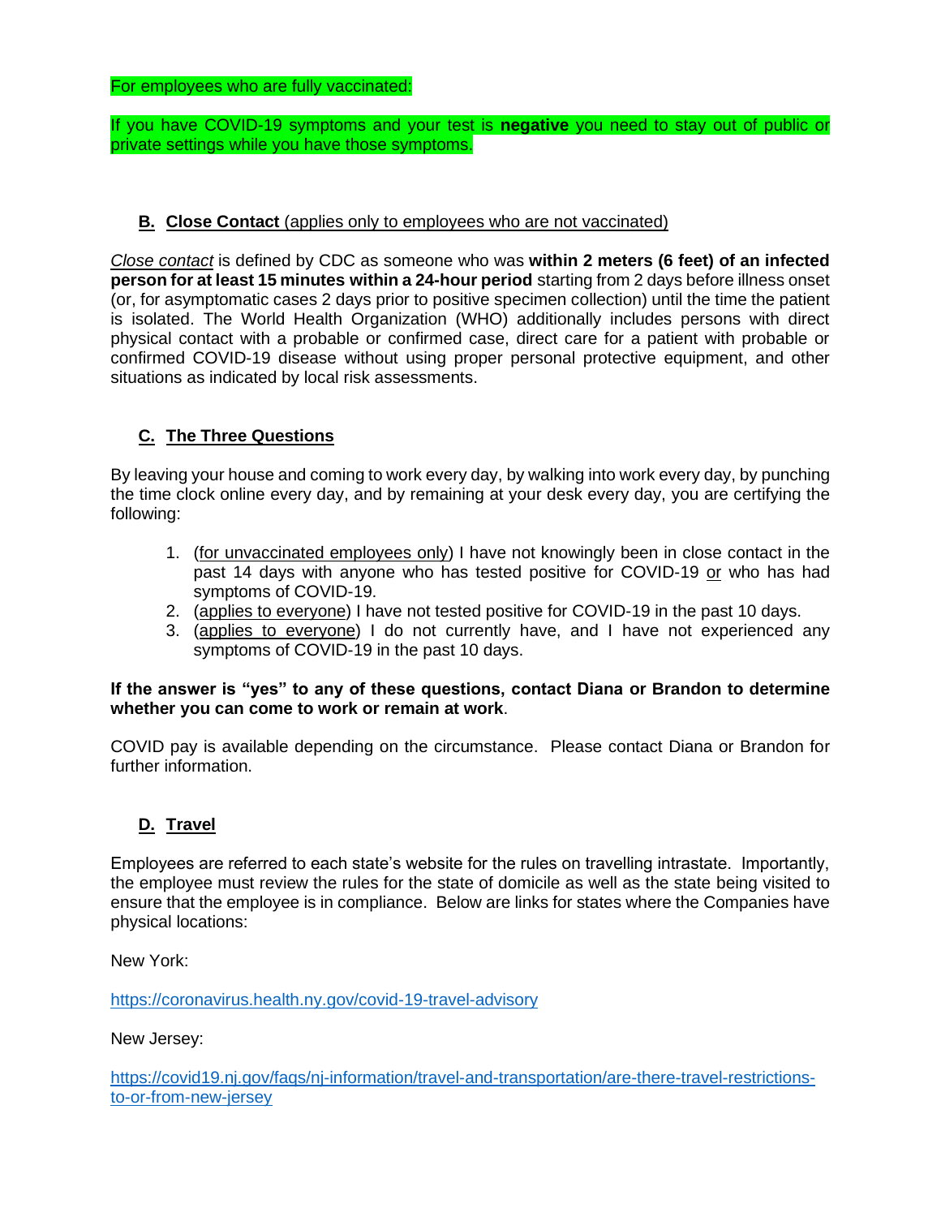For employees who are fully vaccinated:

If you have COVID-19 symptoms and your test is **negative** you need to stay out of public or private settings while you have those symptoms.

## B. Close Contact (applies only to employees who are not vaccinated)

*Close contact* is defined by CDC as someone who was **within 2 meters (6 feet) of an infected person for at least 15 minutes within a 24-hour period** starting from 2 days before illness onset (or, for asymptomatic cases 2 days prior to positive specimen collection) until the time the patient is isolated. The World Health Organization (WHO) additionally includes persons with direct physical contact with a probable or confirmed case, direct care for a patient with probable or confirmed COVID-19 disease without using proper personal protective equipment, and other situations as indicated by local risk assessments.

## C. The Three Questions

By leaving your house and coming to work every day, by walking into work every day, by punching the time clock online every day, and by remaining at your desk every day, you are certifying the following:

1. (for unvaccinated employees only) I have not knowingly been in close contact in the past 14 days with anyone who has tested positive for COVID-19 or who has had symptoms of COVID-19.
2. (applies to everyone) I have not tested positive for COVID-19 in the past 10 days.
3. (applies to everyone) I do not currently have, and I have not experienced any symptoms of COVID-19 in the past 10 days.

**If the answer is "yes" to any of these questions, contact Diana or Brandon to determine whether you can come to work or remain at work**.

COVID pay is available depending on the circumstance. Please contact Diana or Brandon for further information.

## D. Travel

Employees are referred to each state's website for the rules on travelling intrastate. Importantly, the employee must review the rules for the state of domicile as well as the state being visited to ensure that the employee is in compliance. Below are links for states where the Companies have physical locations:

New York:

https://coronavirus.health.ny.gov/covid-19-travel-advisory

New Jersey:

https://covid19.nj.gov/faqs/nj-information/travel-and-transportation/are-there-travel-restrictions-to-or-from-new-jersey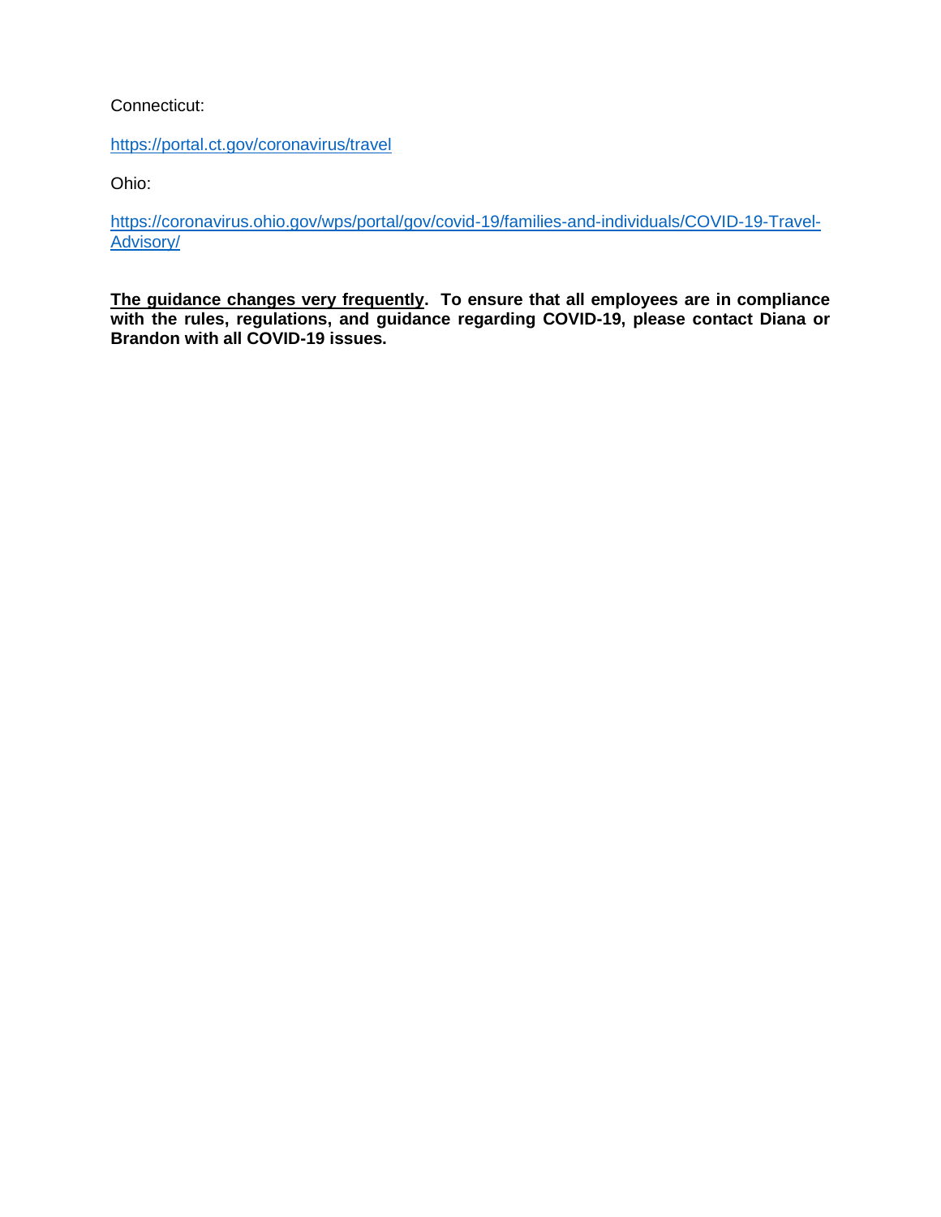Connecticut:

https://portal.ct.gov/coronavirus/travel

Ohio:

https://coronavirus.ohio.gov/wps/portal/gov/covid-19/families-and-individuals/COVID-19-Travel-Advisory/

**The guidance changes very frequently. To ensure that all employees are in compliance with the rules, regulations, and guidance regarding COVID-19, please contact Diana or Brandon with all COVID-19 issues.**